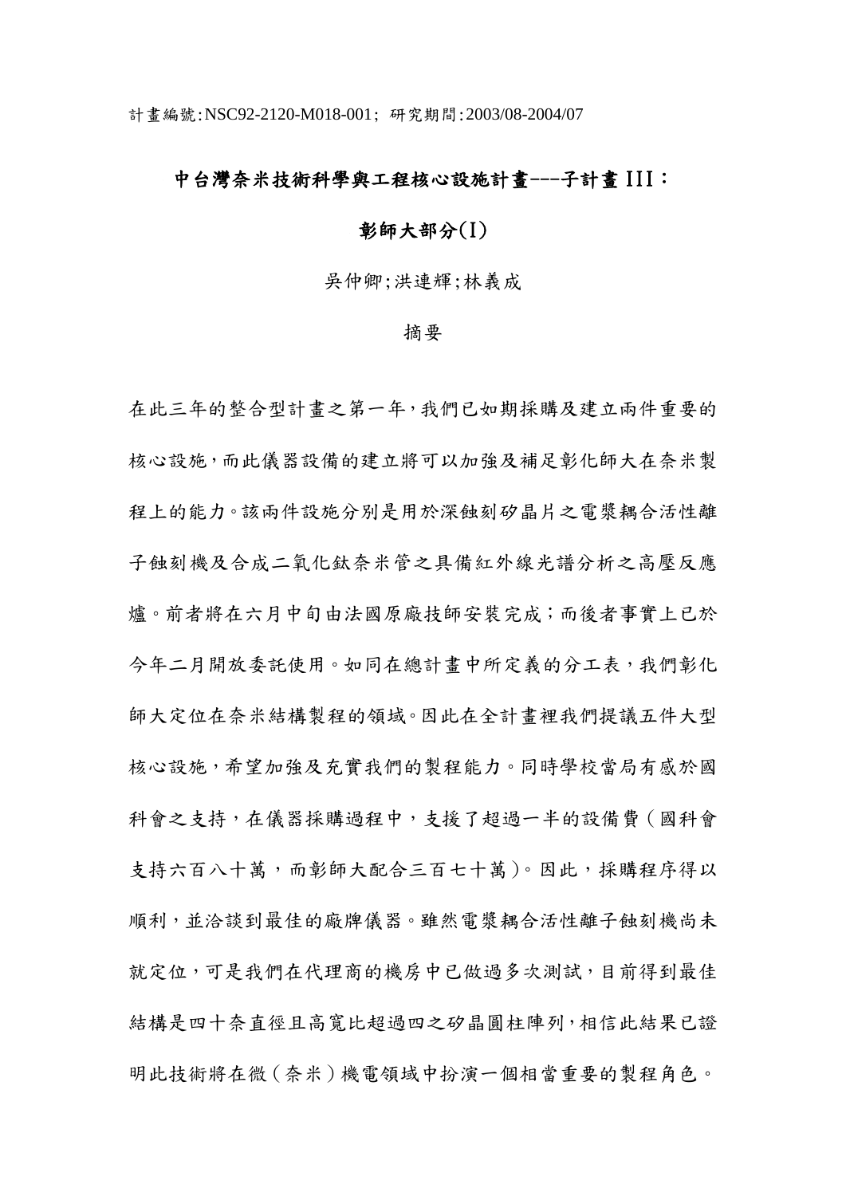計畫編號:NSC92-2120-M018-001; 研究期間:2003/08-2004/07

# 中台灣奈米技術科學與工程核心設施計畫---子計畫 III：

# 彰師大部分(I)

吳仲卿;洪連輝;林義成

## 摘要

在此三年的整合型計畫之第一年，我們已如期採購及建立兩件重要的核心設施，而此儀器設備的建立將可以加強及補足彰化師大在奈米製程上的能力。該兩件設施分別是用於深蝕刻矽晶片之電漿耦合活性離子蝕刻機及合成二氧化鈦奈米管之具備紅外線光譜分析之高壓反應爐。前者將在六月中旬由法國原廠技師安裝完成；而後者事實上已於今年二月開放委託使用。如同在總計畫中所定義的分工表，我們彰化師大定位在奈米結構製程的領域。因此在全計畫裡我們提議五件大型核心設施，希望加強及充實我們的製程能力。同時學校當局有感於國科會之支持，在儀器採購過程中，支援了超過一半的設備費（國科會支持六百八十萬，而彰師大配合三百七十萬）。因此，採購程序得以順利，並洽談到最佳的廠牌儀器。雖然電漿耦合活性離子蝕刻機尚未就定位，可是我們在代理商的機房中已做過多次測試，目前得到最佳結構是四十奈直徑且高寬比超過四之矽晶圓柱陣列，相信此結果已證明此技術將在微（奈米）機電領域中扮演一個相當重要的製程角色。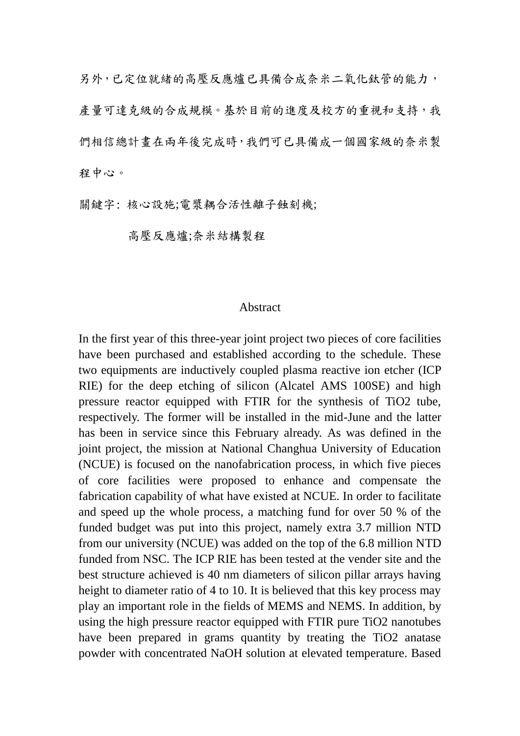另外，已定位就緒的高壓反應爐已具備合成奈米二氧化鈦管的能力，產量可達克級的合成規模。基於目前的進度及校方的重視和支持，我們相信總計畫在兩年後完成時，我們可已具備成一個國家級的奈米製程中心。

關鍵字: 核心設施;電漿耦合活性離子蝕刻機;

高壓反應爐;奈米結構製程

## Abstract

In the first year of this three-year joint project two pieces of core facilities have been purchased and established according to the schedule. These two equipments are inductively coupled plasma reactive ion etcher (ICP RIE) for the deep etching of silicon (Alcatel AMS 100SE) and high pressure reactor equipped with FTIR for the synthesis of $TiO_2$ tube, respectively. The former will be installed in the mid-June and the latter has been in service since this February already. As was defined in the joint project, the mission at National Changhua University of Education (NCUE) is focused on the nanofabrication process, in which five pieces of core facilities were proposed to enhance and compensate the fabrication capability of what have existed at NCUE. In order to facilitate and speed up the whole process, a matching fund for over 50 % of the funded budget was put into this project, namely extra 3.7 million NTD from our university (NCUE) was added on the top of the 6.8 million NTD funded from NSC. The ICP RIE has been tested at the vender site and the best structure achieved is 40 nm diameters of silicon pillar arrays having height to diameter ratio of 4 to 10. It is believed that this key process may play an important role in the fields of MEMS and NEMS. In addition, by using the high pressure reactor equipped with FTIR pure $TiO_2$ nanotubes have been prepared in grams quantity by treating the $TiO_2$ anatase powder with concentrated NaOH solution at elevated temperature. Based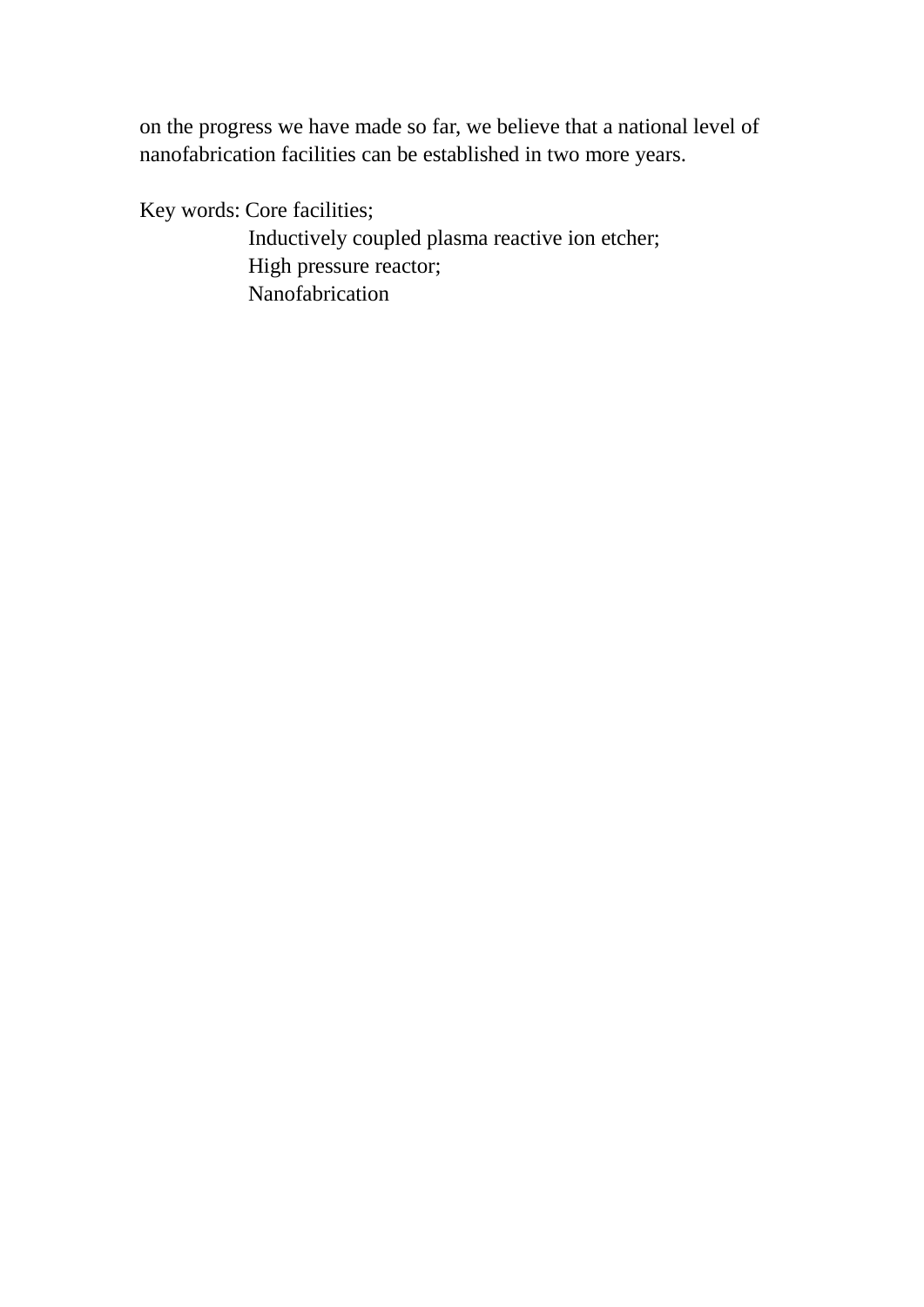on the progress we have made so far, we believe that a national level of nanofabrication facilities can be established in two more years.

Key words: Core facilities;
Inductively coupled plasma reactive ion etcher;
High pressure reactor;
Nanofabrication